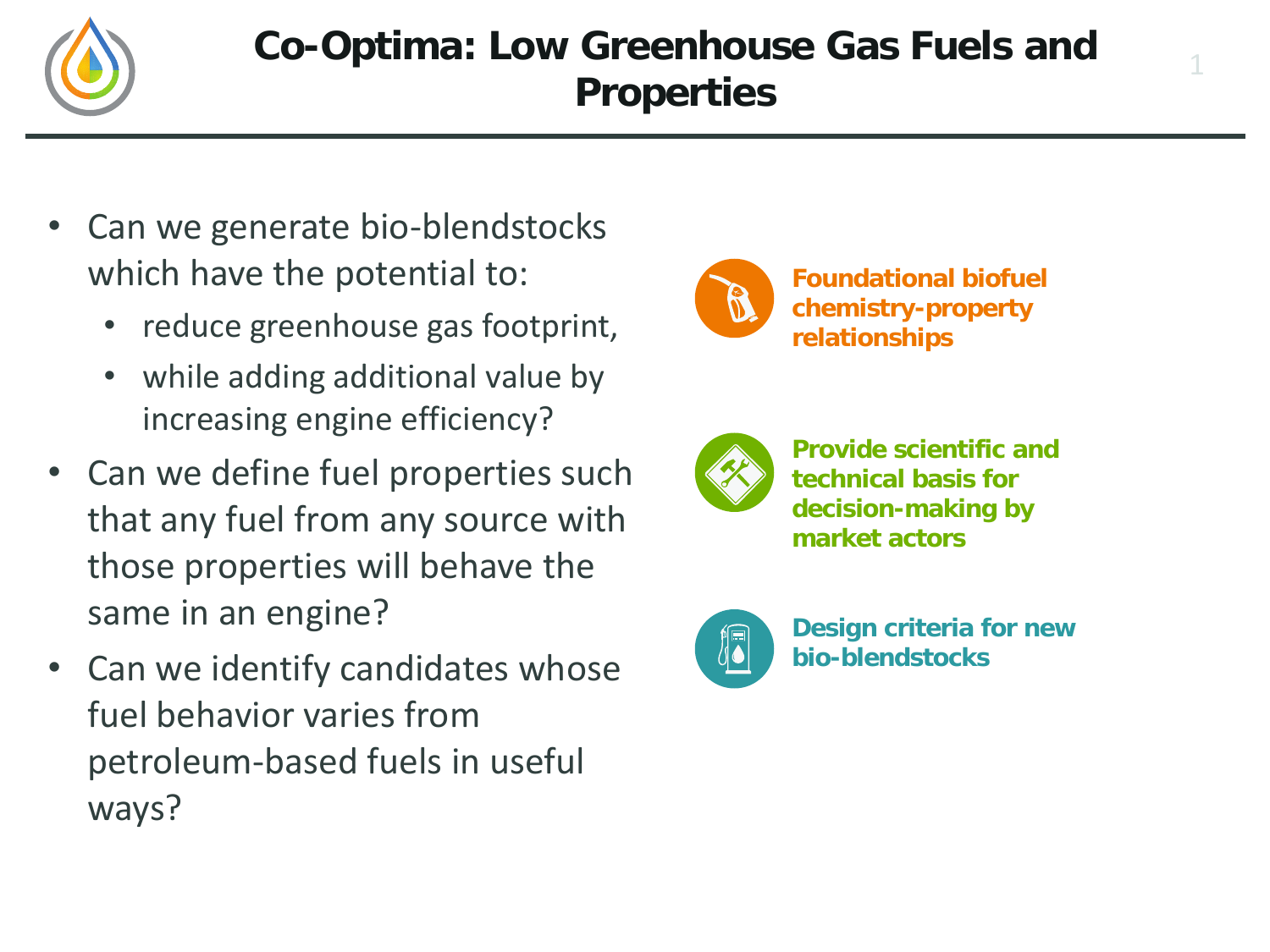# Co-Optima: Low Greenhouse Gas Fuels and Properties

- Can we generate bio-blendstocks which have the potential to:
  - reduce greenhouse gas footprint,
  - while adding additional value by increasing engine efficiency?
- Can we define fuel properties such that any fuel from any source with those properties will behave the same in an engine?
- Can we identify candidates whose fuel behavior varies from petroleum-based fuels in useful ways?

**Foundational biofuel chemistry-property relationships**

**Provide scientific and technical basis for decision-making by market actors**

**Design criteria for new bio-blendstocks**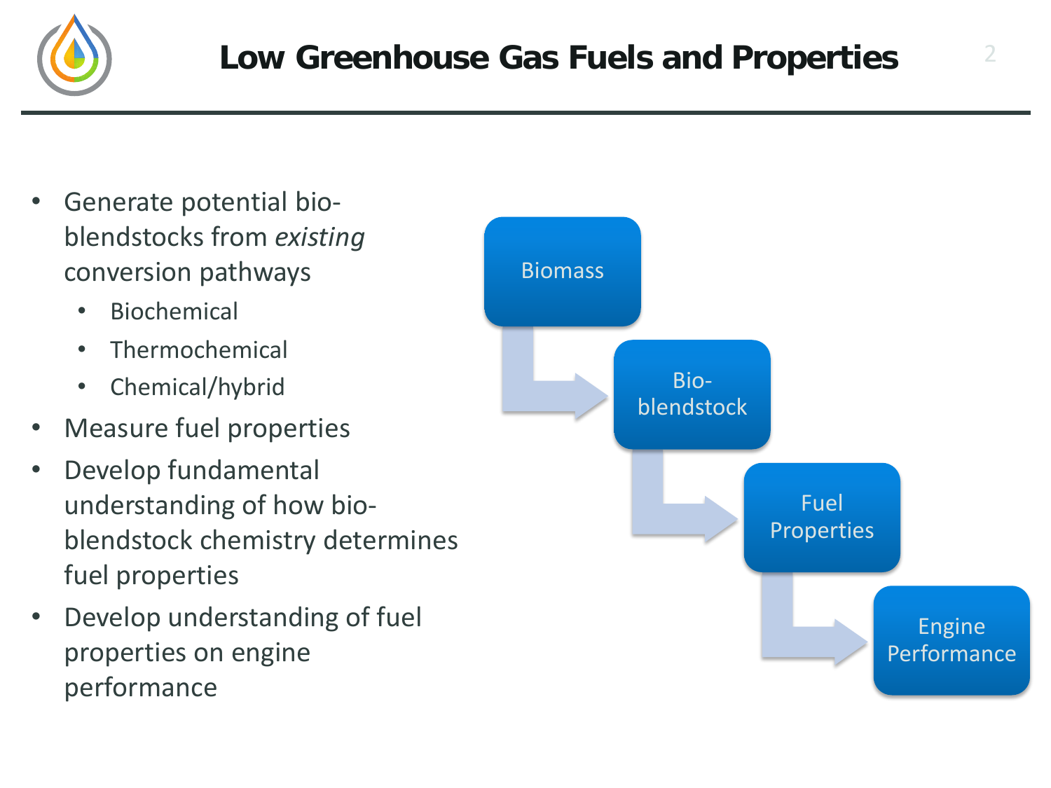# Low Greenhouse Gas Fuels and Properties

- Generate potential bio-blendstocks from *existing* conversion pathways
  - Biochemical
  - Thermochemical
  - Chemical/hybrid
- Measure fuel properties
- Develop fundamental understanding of how bio-blendstock chemistry determines fuel properties
- Develop understanding of fuel properties on engine performance

Biomass → Bio-blendstock → Fuel Properties → Engine Performance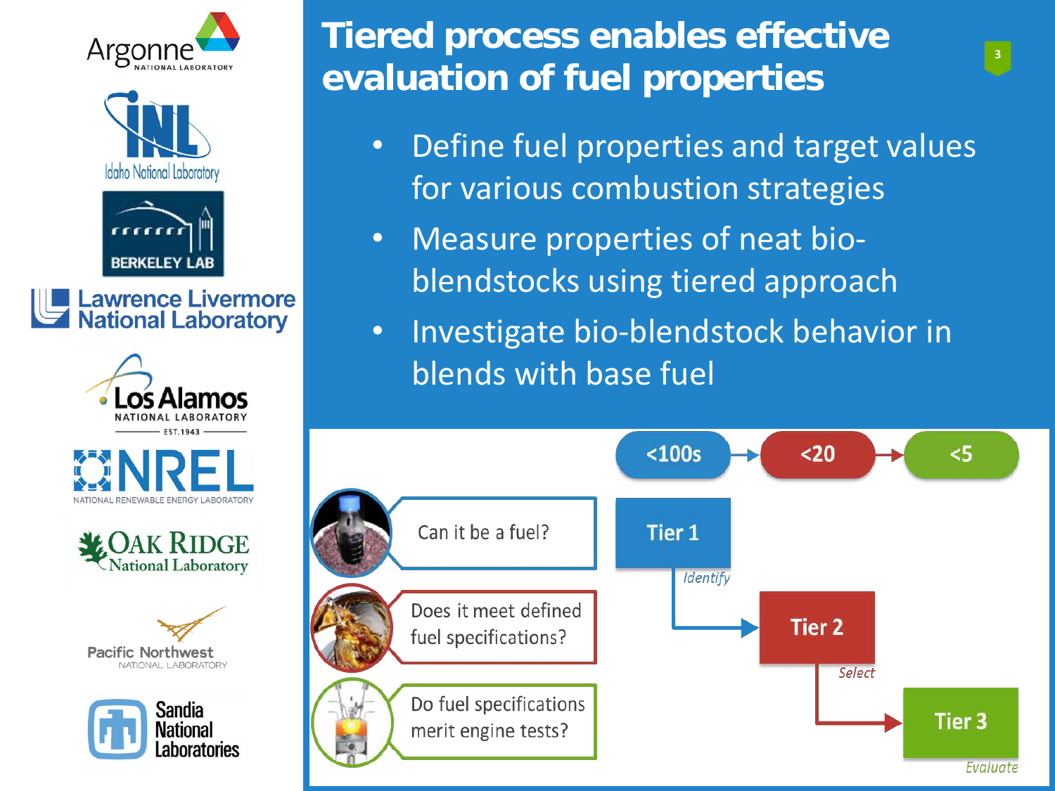# Tiered process enables effective evaluation of fuel properties

Argonne National Laboratory | Idaho National Laboratory | Berkeley Lab | Lawrence Livermore National Laboratory | Los Alamos National Laboratory | NREL National Renewable Energy Laboratory | Oak Ridge National Laboratory | Pacific Northwest National Laboratory | Sandia National Laboratories

- Define fuel properties and target values for various combustion strategies
- Measure properties of neat bio-blendstocks using tiered approach
- Investigate bio-blendstock behavior in blends with base fuel

<100s → <20 → <5

| Question | Tier |
| --- | --- |
| Can it be a fuel? | Tier 1 — *Identify* |
| Does it meet defined fuel specifications? | Tier 2 — *Select* |
| Do fuel specifications merit engine tests? | Tier 3 — *Evaluate* |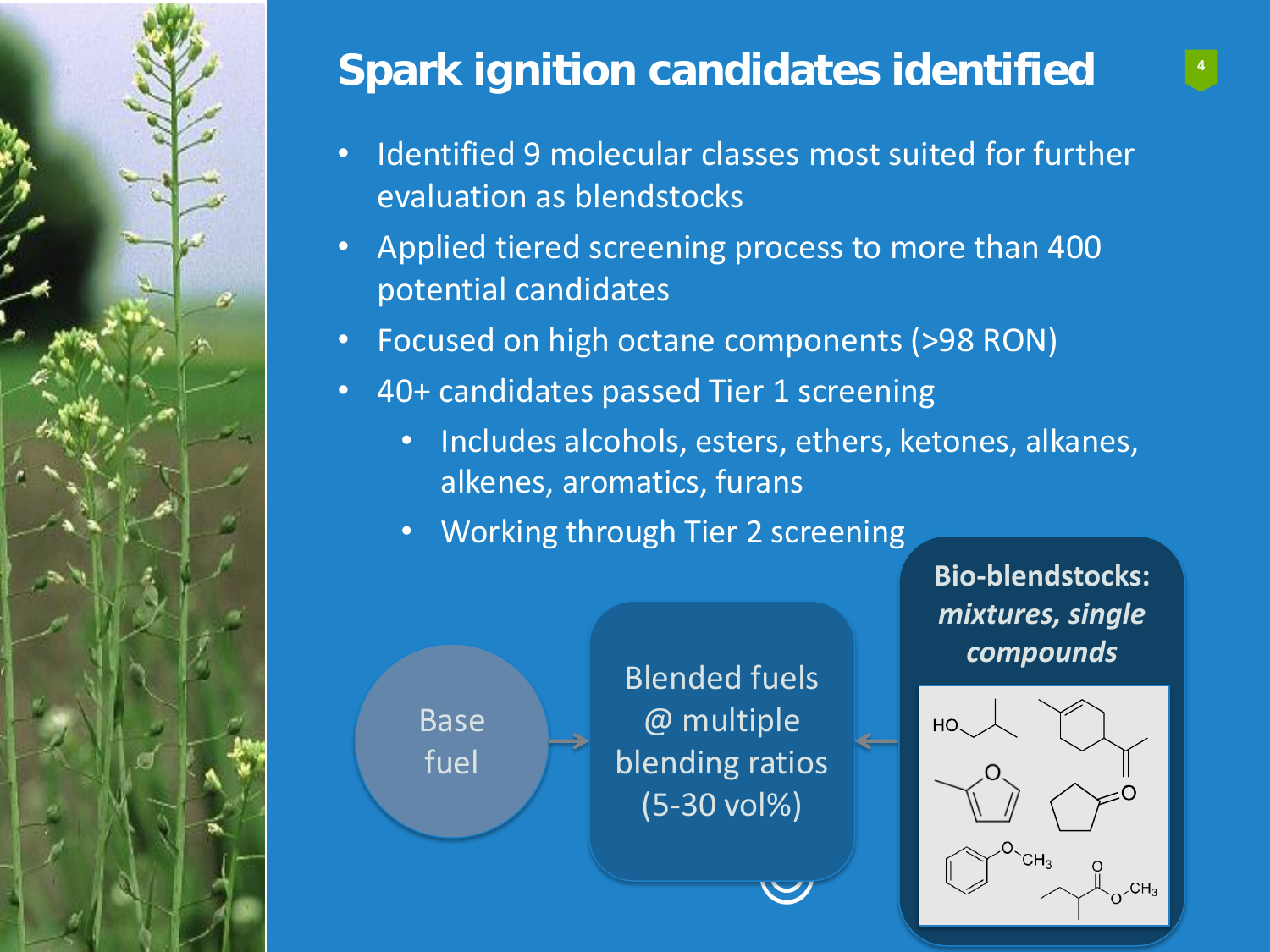# Spark ignition candidates identified

- Identified 9 molecular classes most suited for further evaluation as blendstocks
- Applied tiered screening process to more than 400 potential candidates
- Focused on high octane components (>98 RON)
- 40+ candidates passed Tier 1 screening
  - Includes alcohols, esters, ethers, ketones, alkanes, alkenes, aromatics, furans
  - Working through Tier 2 screening

Base fuel → Blended fuels @ multiple blending ratios (5-30 vol%) ← **Bio-blendstocks: *mixtures, single compounds***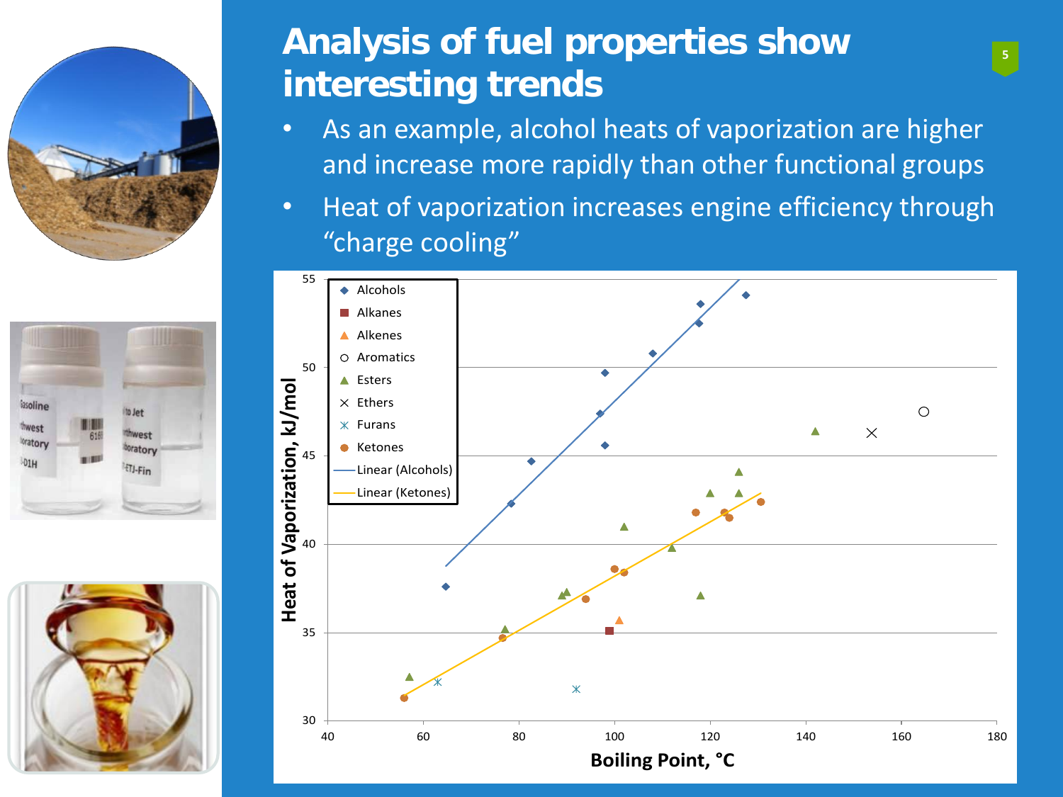# Analysis of fuel properties show interesting trends

- As an example, alcohol heats of vaporization are higher and increase more rapidly than other functional groups
- Heat of vaporization increases engine efficiency through "charge cooling"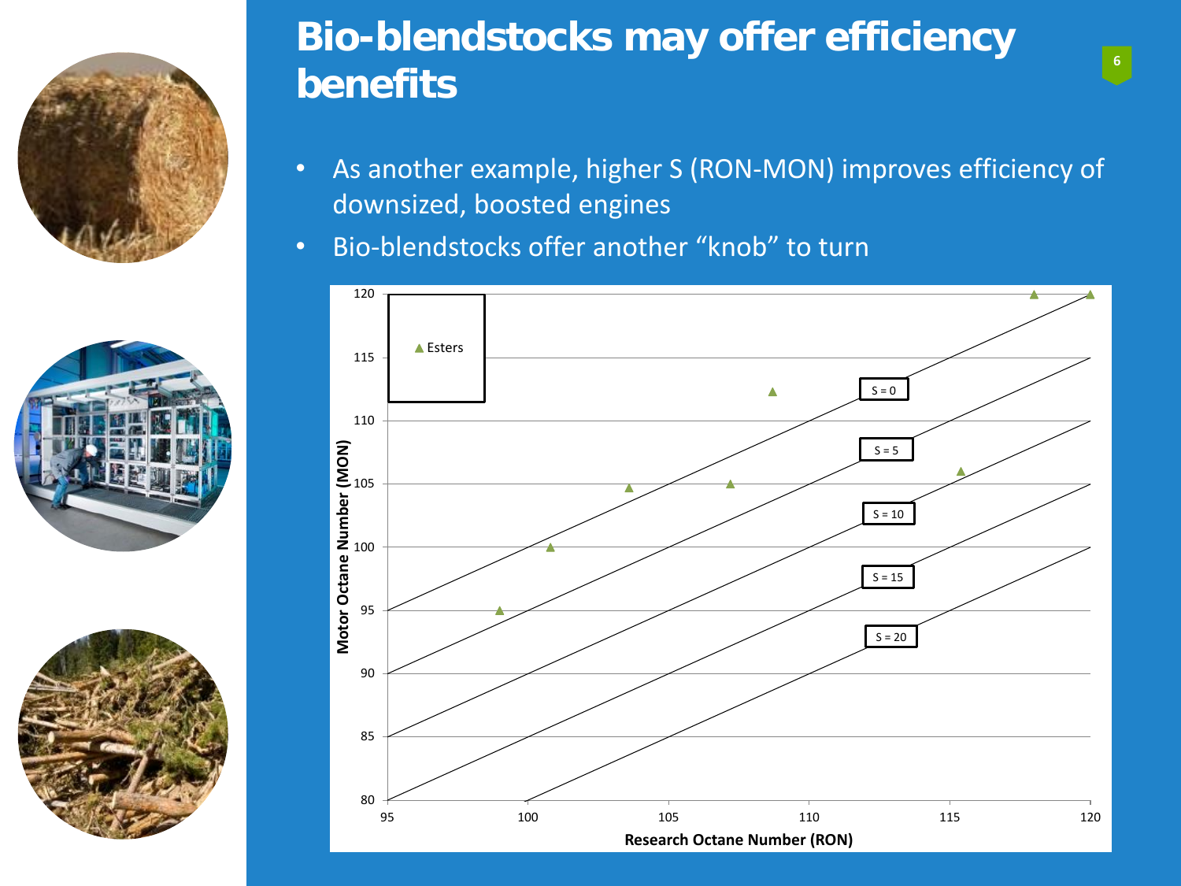# Bio-blendstocks may offer efficiency benefits

- As another example, higher S (RON-MON) improves efficiency of downsized, boosted engines
- Bio-blendstocks offer another "knob" to turn

▲ Esters

S = 0
S = 5
S = 10
S = 15
S = 20

Motor Octane Number (MON)

Research Octane Number (RON)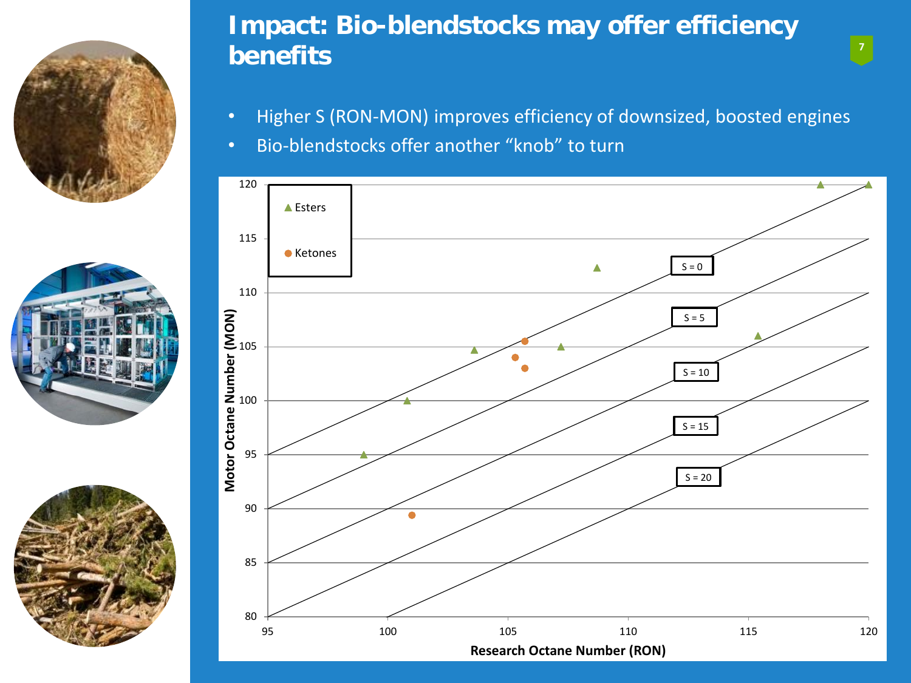# Impact: Bio-blendstocks may offer efficiency benefits

- Higher S (RON-MON) improves efficiency of downsized, boosted engines
- Bio-blendstocks offer another "knob" to turn

Legend: ▲ Esters, ● Ketones

Lines: S = 0, S = 5, S = 10, S = 15, S = 20

Motor Octane Number (MON)

Research Octane Number (RON)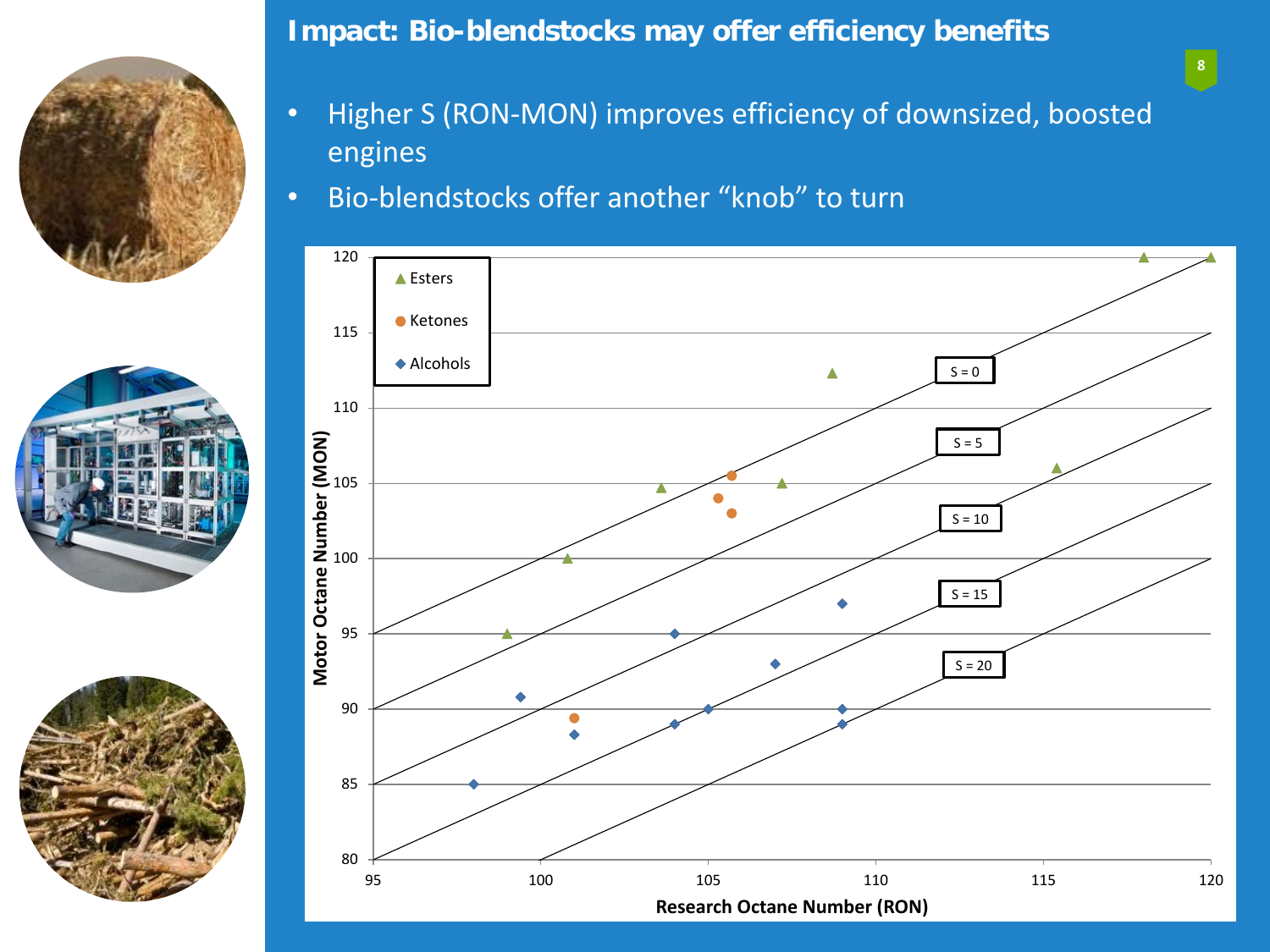## Impact: Bio-blendstocks may offer efficiency benefits

- Higher S (RON-MON) improves efficiency of downsized, boosted engines
- Bio-blendstocks offer another "knob" to turn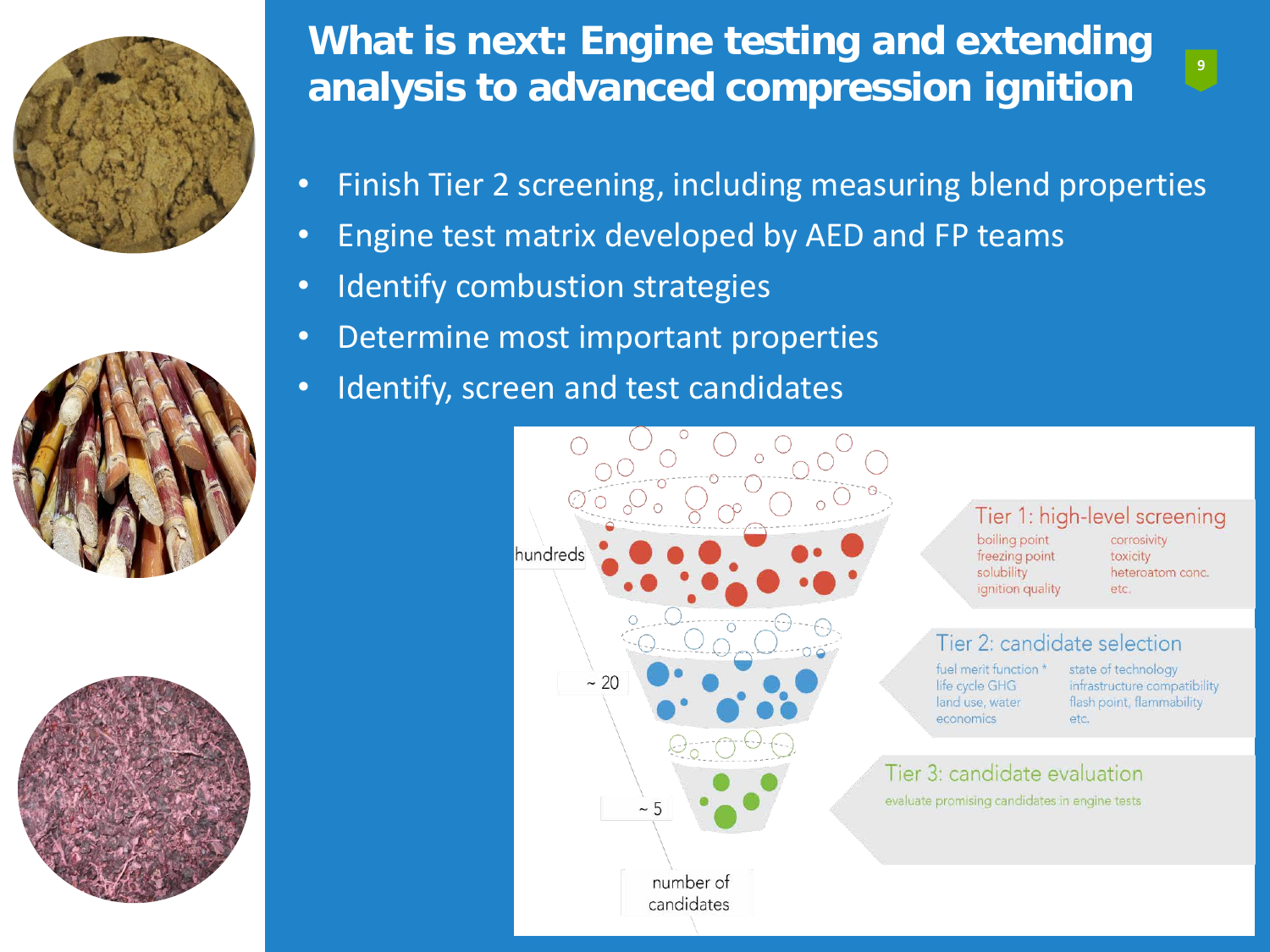# What is next: Engine testing and extending analysis to advanced compression ignition

- Finish Tier 2 screening, including measuring blend properties
- Engine test matrix developed by AED and FP teams
- Identify combustion strategies
- Determine most important properties
- Identify, screen and test candidates

hundreds

~ 20

~ 5

number of candidates

**Tier 1: high-level screening**

boiling point, freezing point, solubility, ignition quality, corrosivity, toxicity, heteroatom conc., etc.

**Tier 2: candidate selection**

fuel merit function *, life cycle GHG, land use, water, economics, state of technology, infrastructure compatibility, flash point, flammability, etc.

**Tier 3: candidate evaluation**

evaluate promising candidates in engine tests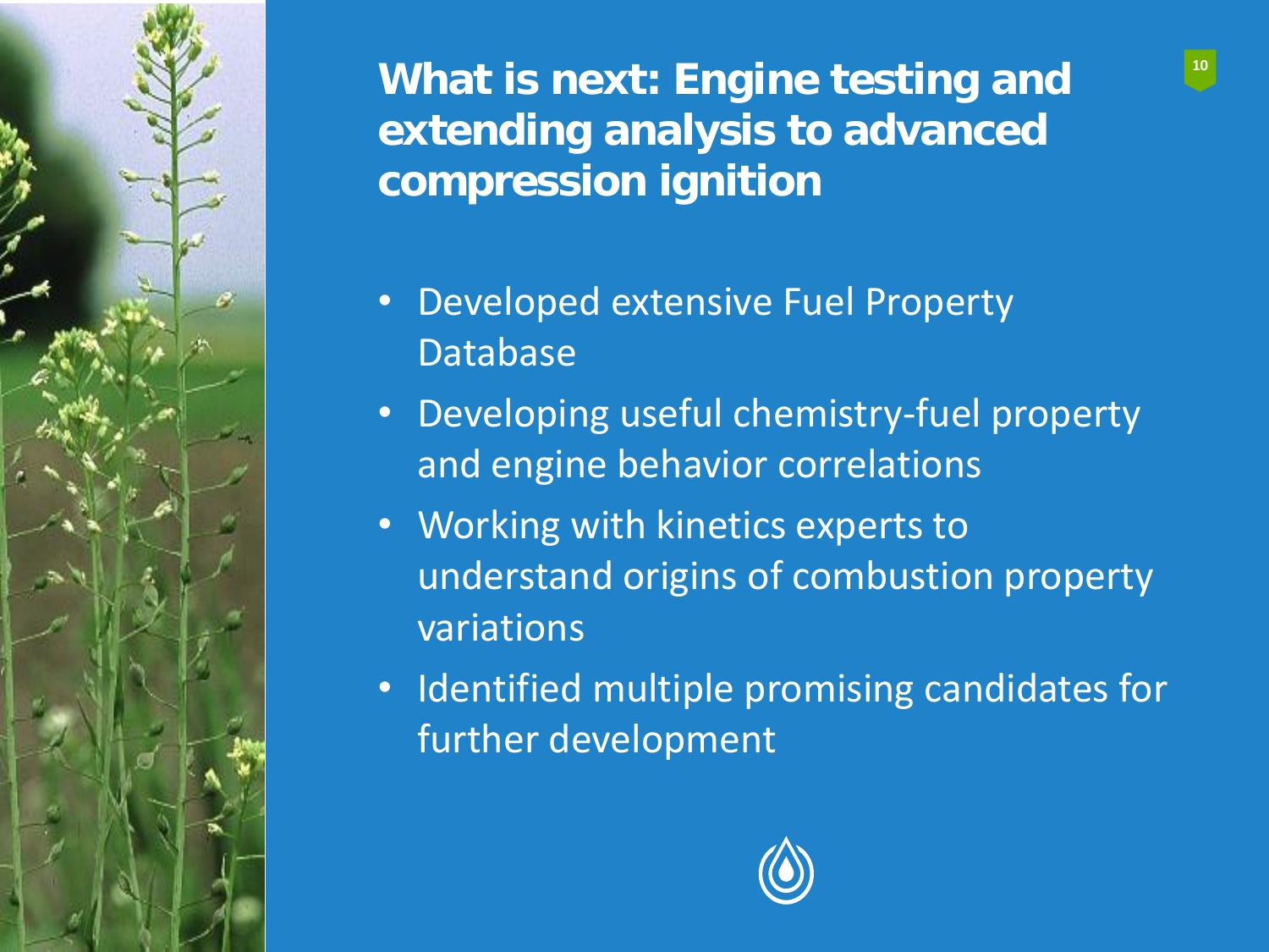# What is next: Engine testing and extending analysis to advanced compression ignition

- Developed extensive Fuel Property Database
- Developing useful chemistry-fuel property and engine behavior correlations
- Working with kinetics experts to understand origins of combustion property variations
- Identified multiple promising candidates for further development